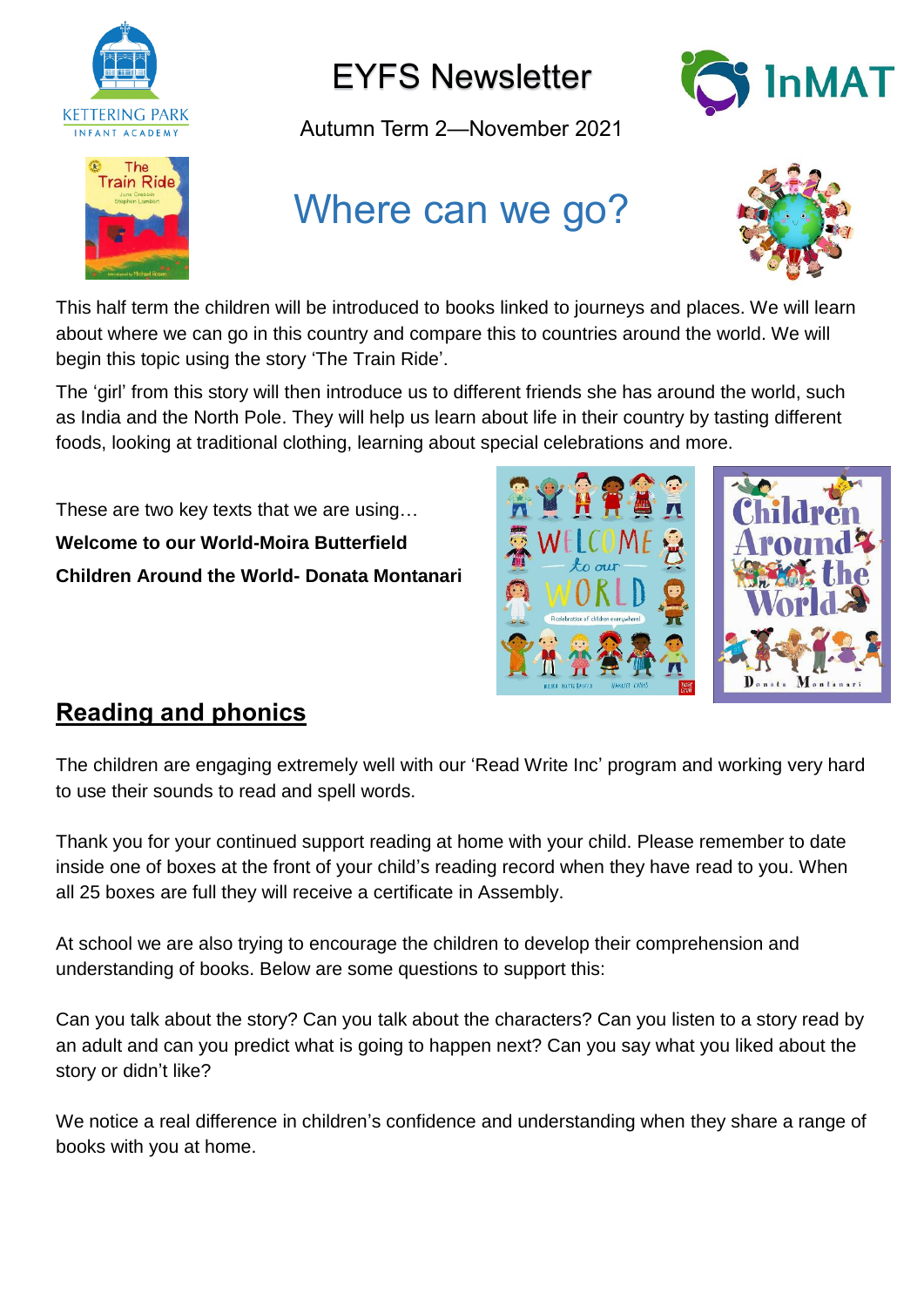# EYFS Newsletter

Autumn Term 2—November 2021

## Where can we go?

This half term the children will be introduced to books linked to journeys and places. We will learn about where we can go in this country and compare this to countries around the world. We will begin this topic using the story 'The Train Ride'.

The 'girl' from this story will then introduce us to different friends she has around the world, such as India and the North Pole. They will help us learn about life in their country by tasting different foods, looking at traditional clothing, learning about special celebrations and more.

These are two key texts that we are using…

**Welcome to our World-Moira Butterfield**

**Children Around the World- Donata Montanari**

## Reading and phonics

The children are engaging extremely well with our 'Read Write Inc' program and working very hard to use their sounds to read and spell words.

Thank you for your continued support reading at home with your child. Please remember to date inside one of boxes at the front of your child's reading record when they have read to you. When all 25 boxes are full they will receive a certificate in Assembly.

At school we are also trying to encourage the children to develop their comprehension and understanding of books. Below are some questions to support this:

Can you talk about the story? Can you talk about the characters? Can you listen to a story read by an adult and can you predict what is going to happen next? Can you say what you liked about the story or didn't like?

We notice a real difference in children's confidence and understanding when they share a range of books with you at home.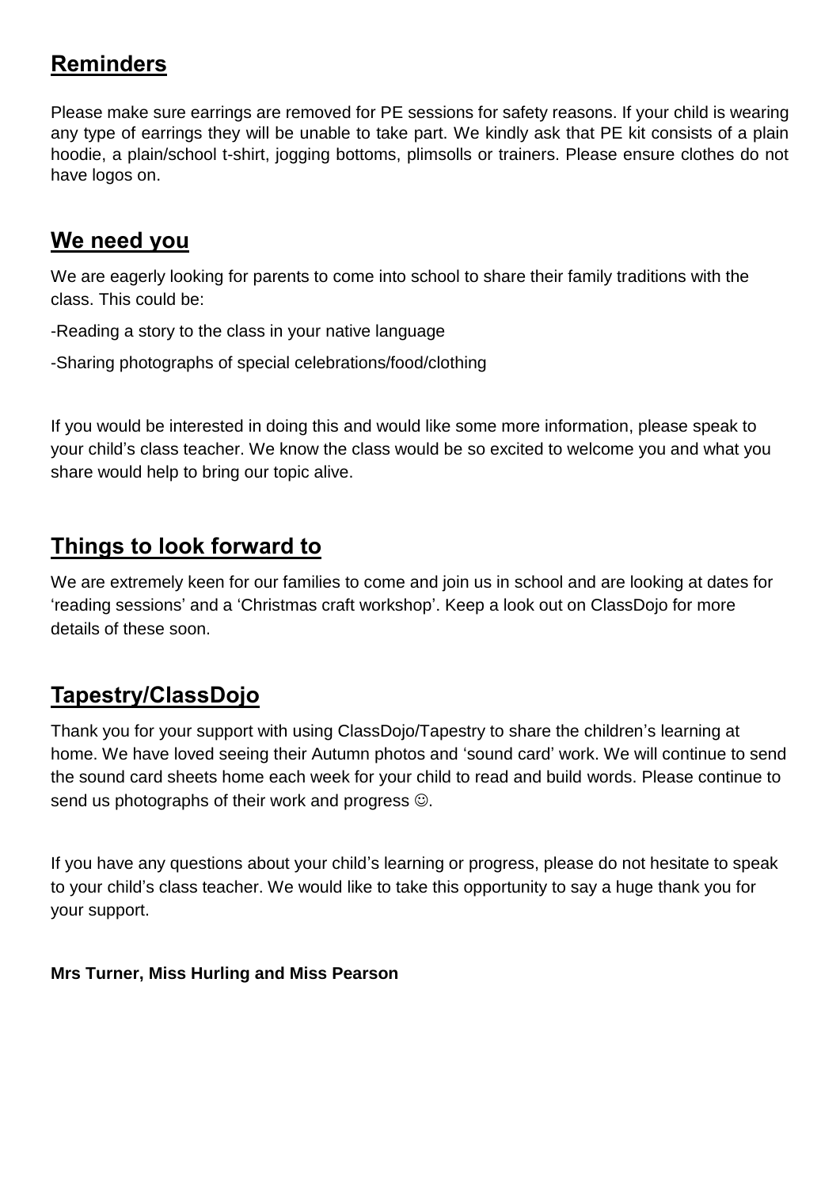## Reminders

Please make sure earrings are removed for PE sessions for safety reasons. If your child is wearing any type of earrings they will be unable to take part. We kindly ask that PE kit consists of a plain hoodie, a plain/school t-shirt, jogging bottoms, plimsolls or trainers. Please ensure clothes do not have logos on.

## We need you

We are eagerly looking for parents to come into school to share their family traditions with the class. This could be:

-Reading a story to the class in your native language

-Sharing photographs of special celebrations/food/clothing

If you would be interested in doing this and would like some more information, please speak to your child's class teacher. We know the class would be so excited to welcome you and what you share would help to bring our topic alive.

## Things to look forward to

We are extremely keen for our families to come and join us in school and are looking at dates for 'reading sessions' and a 'Christmas craft workshop'. Keep a look out on ClassDojo for more details of these soon.

## Tapestry/ClassDojo

Thank you for your support with using ClassDojo/Tapestry to share the children's learning at home. We have loved seeing their Autumn photos and 'sound card' work. We will continue to send the sound card sheets home each week for your child to read and build words. Please continue to send us photographs of their work and progress ☺.

If you have any questions about your child's learning or progress, please do not hesitate to speak to your child's class teacher. We would like to take this opportunity to say a huge thank you for your support.

**Mrs Turner, Miss Hurling and Miss Pearson**